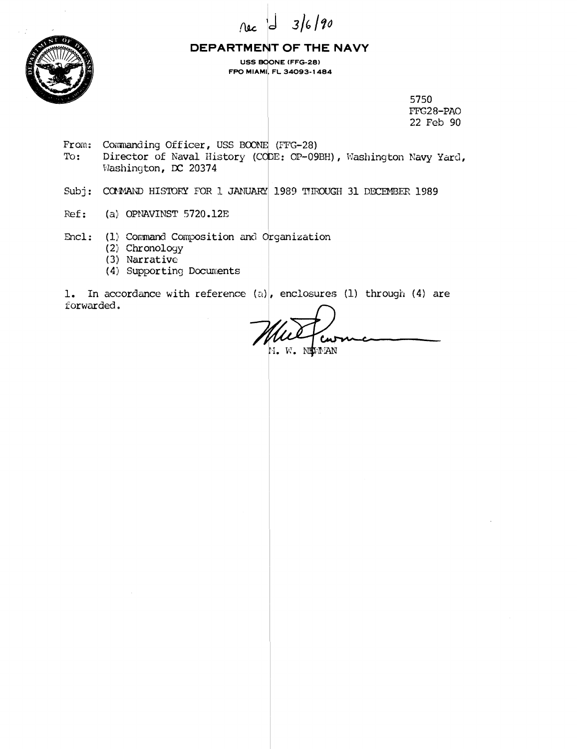Rec'd 3/6/90

# DEPARTMENT OF THE NAVY

**USS BOONE (FFG-28)**
**FPO MIAMI, FL 34093-1484**

5750
FFG28-PAO
22 Feb 90

From: Commanding Officer, USS BOONE (FFG-28)
To: Director of Naval History (CODE: OP-09BH), Washington Navy Yard, Washington, DC 20374

Subj: COMMAND HISTORY FOR 1 JANUARY 1989 THROUGH 31 DECEMBER 1989

Ref: (a) OPNAVINST 5720.12E

Encl: (1) Command Composition and Organization
(2) Chronology
(3) Narrative
(4) Supporting Documents

1. In accordance with reference (a), enclosures (1) through (4) are forwarded.

M. W. NEWMAN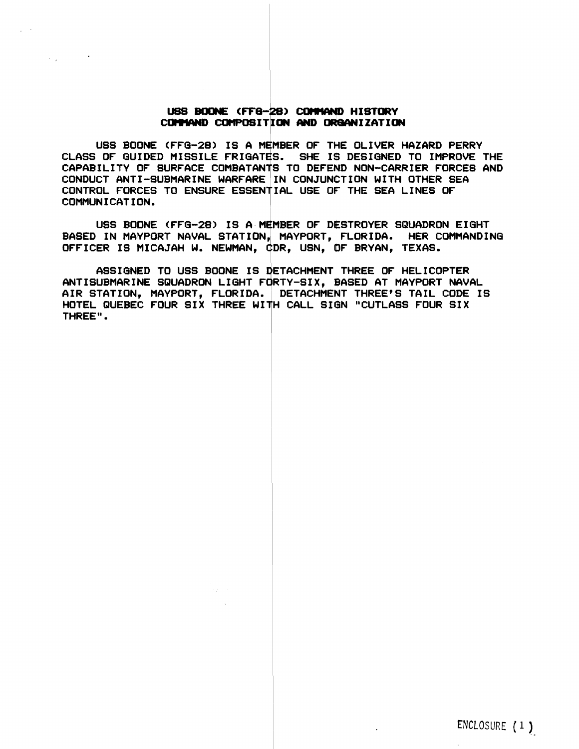# USS BOONE (FFG-28) COMMAND HISTORY
## COMMAND COMPOSITION AND ORGANIZATION

USS BOONE (FFG-28) IS A MEMBER OF THE OLIVER HAZARD PERRY CLASS OF GUIDED MISSILE FRIGATES. SHE IS DESIGNED TO IMPROVE THE CAPABILITY OF SURFACE COMBATANTS TO DEFEND NON-CARRIER FORCES AND CONDUCT ANTI-SUBMARINE WARFARE IN CONJUNCTION WITH OTHER SEA CONTROL FORCES TO ENSURE ESSENTIAL USE OF THE SEA LINES OF COMMUNICATION.

USS BOONE (FFG-28) IS A MEMBER OF DESTROYER SQUADRON EIGHT BASED IN MAYPORT NAVAL STATION, MAYPORT, FLORIDA. HER COMMANDING OFFICER IS MICAJAH W. NEWMAN, CDR, USN, OF BRYAN, TEXAS.

ASSIGNED TO USS BOONE IS DETACHMENT THREE OF HELICOPTER ANTISUBMARINE SQUADRON LIGHT FORTY-SIX, BASED AT MAYPORT NAVAL AIR STATION, MAYPORT, FLORIDA. DETACHMENT THREE'S TAIL CODE IS HOTEL QUEBEC FOUR SIX THREE WITH CALL SIGN "CUTLASS FOUR SIX THREE".

ENCLOSURE (1)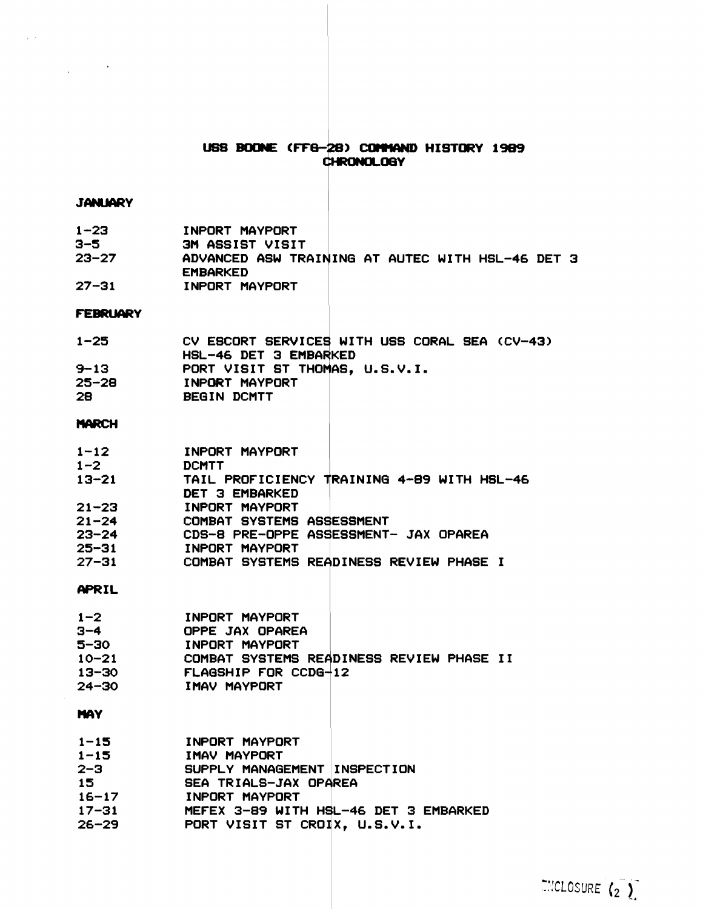# USS BOONE (FFG-28) COMMAND HISTORY 1989
## CHRONOLOGY

### JANUARY

| | |
|---|---|
| 1-23 | INPORT MAYPORT |
| 3-5 | 3M ASSIST VISIT |
| 23-27 | ADVANCED ASW TRAINING AT AUTEC WITH HSL-46 DET 3 EMBARKED |
| 27-31 | INPORT MAYPORT |

### FEBRUARY

| | |
|---|---|
| 1-25 | CV ESCORT SERVICES WITH USS CORAL SEA (CV-43) HSL-46 DET 3 EMBARKED |
| 9-13 | PORT VISIT ST THOMAS, U.S.V.I. |
| 25-28 | INPORT MAYPORT |
| 28 | BEGIN DCMTT |

### MARCH

| | |
|---|---|
| 1-12 | INPORT MAYPORT |
| 1-2 | DCMTT |
| 13-21 | TAIL PROFICIENCY TRAINING 4-89 WITH HSL-46 DET 3 EMBARKED |
| 21-23 | INPORT MAYPORT |
| 21-24 | COMBAT SYSTEMS ASSESSMENT |
| 23-24 | CDS-8 PRE-OPPE ASSESSMENT- JAX OPAREA |
| 25-31 | INPORT MAYPORT |
| 27-31 | COMBAT SYSTEMS READINESS REVIEW PHASE I |

### APRIL

| | |
|---|---|
| 1-2 | INPORT MAYPORT |
| 3-4 | OPPE JAX OPAREA |
| 5-30 | INPORT MAYPORT |
| 10-21 | COMBAT SYSTEMS READINESS REVIEW PHASE II |
| 13-30 | FLAGSHIP FOR CCDG-12 |
| 24-30 | IMAV MAYPORT |

### MAY

| | |
|---|---|
| 1-15 | INPORT MAYPORT |
| 1-15 | IMAV MAYPORT |
| 2-3 | SUPPLY MANAGEMENT INSPECTION |
| 15 | SEA TRIALS-JAX OPAREA |
| 16-17 | INPORT MAYPORT |
| 17-31 | MEFEX 3-89 WITH HSL-46 DET 3 EMBARKED |
| 26-29 | PORT VISIT ST CROIX, U.S.V.I. |

ENCLOSURE (2)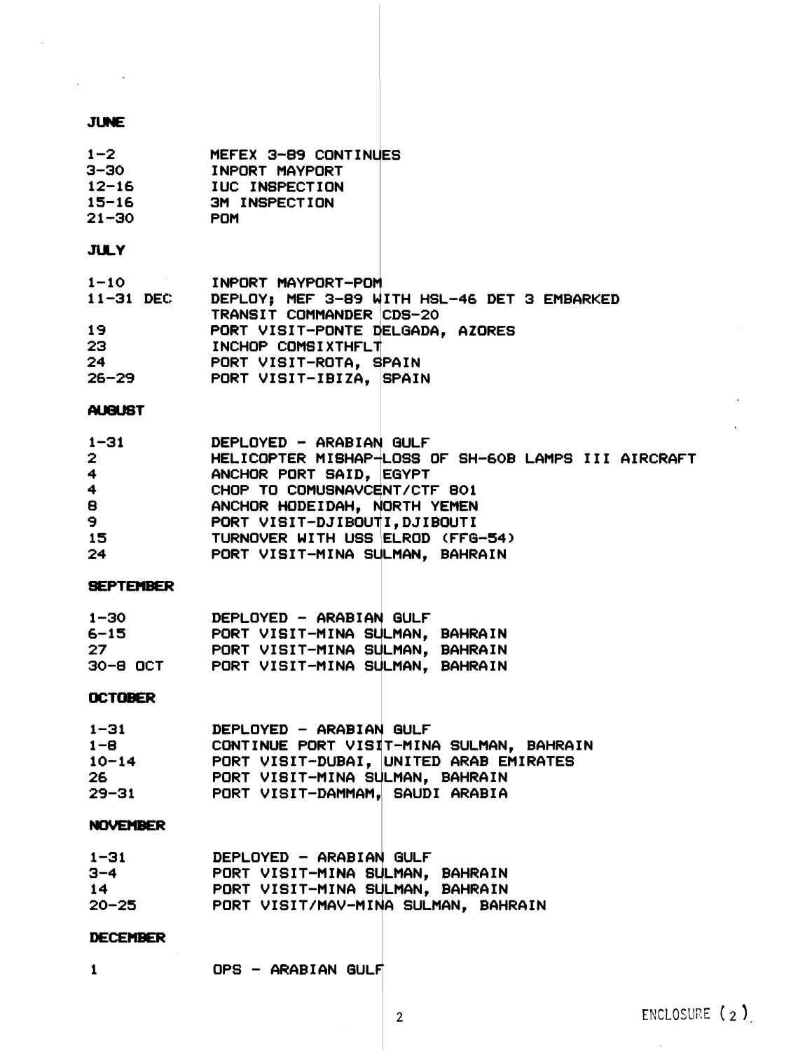**JUNE**

| | |
|---|---|
| 1-2 | MEFEX 3-89 CONTINUES |
| 3-30 | INPORT MAYPORT |
| 12-16 | IUC INSPECTION |
| 15-16 | 3M INSPECTION |
| 21-30 | POM |

**JULY**

| | |
|---|---|
| 1-10 | INPORT MAYPORT-POM |
| 11-31 DEC | DEPLOY; MEF 3-89 WITH HSL-46 DET 3 EMBARKED TRANSIT COMMANDER CDS-20 |
| 19 | PORT VISIT-PONTE DELGADA, AZORES |
| 23 | INCHOP COMSIXTHFLT |
| 24 | PORT VISIT-ROTA, SPAIN |
| 26-29 | PORT VISIT-IBIZA, SPAIN |

**AUGUST**

| | |
|---|---|
| 1-31 | DEPLOYED - ARABIAN GULF |
| 2 | HELICOPTER MISHAP-LOSS OF SH-60B LAMPS III AIRCRAFT |
| 4 | ANCHOR PORT SAID, EGYPT |
| 4 | CHOP TO COMUSNAVCENT/CTF 801 |
| 8 | ANCHOR HODEIDAH, NORTH YEMEN |
| 9 | PORT VISIT-DJIBOUTI, DJIBOUTI |
| 15 | TURNOVER WITH USS ELROD (FFG-54) |
| 24 | PORT VISIT-MINA SULMAN, BAHRAIN |

**SEPTEMBER**

| | |
|---|---|
| 1-30 | DEPLOYED - ARABIAN GULF |
| 6-15 | PORT VISIT-MINA SULMAN, BAHRAIN |
| 27 | PORT VISIT-MINA SULMAN, BAHRAIN |
| 30-8 OCT | PORT VISIT-MINA SULMAN, BAHRAIN |

**OCTOBER**

| | |
|---|---|
| 1-31 | DEPLOYED - ARABIAN GULF |
| 1-8 | CONTINUE PORT VISIT-MINA SULMAN, BAHRAIN |
| 10-14 | PORT VISIT-DUBAI, UNITED ARAB EMIRATES |
| 26 | PORT VISIT-MINA SULMAN, BAHRAIN |
| 29-31 | PORT VISIT-DAMMAM, SAUDI ARABIA |

**NOVEMBER**

| | |
|---|---|
| 1-31 | DEPLOYED - ARABIAN GULF |
| 3-4 | PORT VISIT-MINA SULMAN, BAHRAIN |
| 14 | PORT VISIT-MINA SULMAN, BAHRAIN |
| 20-25 | PORT VISIT/MAV-MINA SULMAN, BAHRAIN |

**DECEMBER**

| | |
|---|---|
| 1 | OPS - ARABIAN GULF |

ENCLOSURE (2)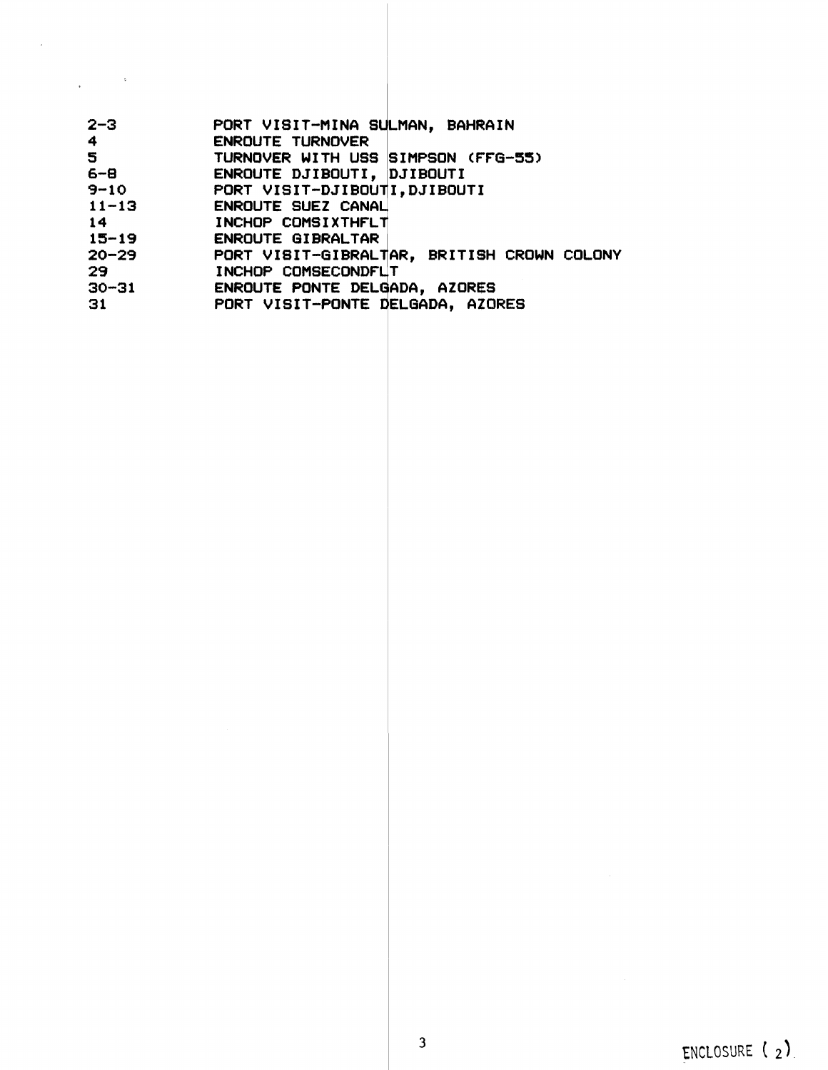| | |
|---|---|
| 2-3 | PORT VISIT-MINA SULMAN, BAHRAIN |
| 4 | ENROUTE TURNOVER |
| 5 | TURNOVER WITH USS SIMPSON (FFG-55) |
| 6-8 | ENROUTE DJIBOUTI, DJIBOUTI |
| 9-10 | PORT VISIT-DJIBOUTI,DJIBOUTI |
| 11-13 | ENROUTE SUEZ CANAL |
| 14 | INCHOP COMSIXTHFLT |
| 15-19 | ENROUTE GIBRALTAR |
| 20-29 | PORT VISIT-GIBRALTAR, BRITISH CROWN COLONY |
| 29 | INCHOP COMSECONDFLT |
| 30-31 | ENROUTE PONTE DELGADA, AZORES |
| 31 | PORT VISIT-PONTE DELGADA, AZORES |

ENCLOSURE (2)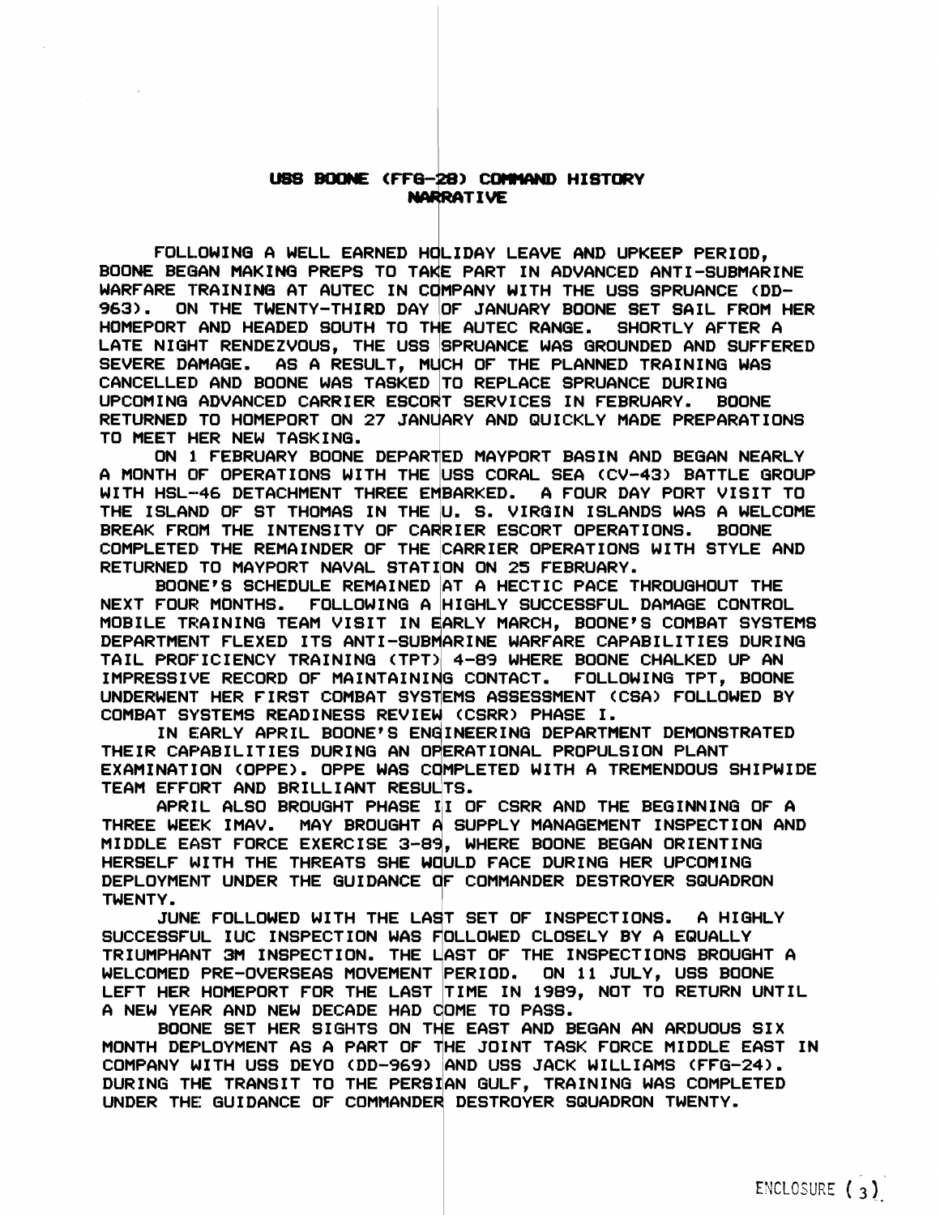# USS BOONE (FFG-28) COMMAND HISTORY NARRATIVE

FOLLOWING A WELL EARNED HOLIDAY LEAVE AND UPKEEP PERIOD, BOONE BEGAN MAKING PREPS TO TAKE PART IN ADVANCED ANTI-SUBMARINE WARFARE TRAINING AT AUTEC IN COMPANY WITH THE USS SPRUANCE (DD-963). ON THE TWENTY-THIRD DAY OF JANUARY BOONE SET SAIL FROM HER HOMEPORT AND HEADED SOUTH TO THE AUTEC RANGE. SHORTLY AFTER A LATE NIGHT RENDEZVOUS, THE USS SPRUANCE WAS GROUNDED AND SUFFERED SEVERE DAMAGE. AS A RESULT, MUCH OF THE PLANNED TRAINING WAS CANCELLED AND BOONE WAS TASKED TO REPLACE SPRUANCE DURING UPCOMING ADVANCED CARRIER ESCORT SERVICES IN FEBRUARY. BOONE RETURNED TO HOMEPORT ON 27 JANUARY AND QUICKLY MADE PREPARATIONS TO MEET HER NEW TASKING.

ON 1 FEBRUARY BOONE DEPARTED MAYPORT BASIN AND BEGAN NEARLY A MONTH OF OPERATIONS WITH THE USS CORAL SEA (CV-43) BATTLE GROUP WITH HSL-46 DETACHMENT THREE EMBARKED. A FOUR DAY PORT VISIT TO THE ISLAND OF ST THOMAS IN THE U. S. VIRGIN ISLANDS WAS A WELCOME BREAK FROM THE INTENSITY OF CARRIER ESCORT OPERATIONS. BOONE COMPLETED THE REMAINDER OF THE CARRIER OPERATIONS WITH STYLE AND RETURNED TO MAYPORT NAVAL STATION ON 25 FEBRUARY.

BOONE'S SCHEDULE REMAINED AT A HECTIC PACE THROUGHOUT THE NEXT FOUR MONTHS. FOLLOWING A HIGHLY SUCCESSFUL DAMAGE CONTROL MOBILE TRAINING TEAM VISIT IN EARLY MARCH, BOONE'S COMBAT SYSTEMS DEPARTMENT FLEXED ITS ANTI-SUBMARINE WARFARE CAPABILITIES DURING TAIL PROFICIENCY TRAINING (TPT) 4-89 WHERE BOONE CHALKED UP AN IMPRESSIVE RECORD OF MAINTAINING CONTACT. FOLLOWING TPT, BOONE UNDERWENT HER FIRST COMBAT SYSTEMS ASSESSMENT (CSA) FOLLOWED BY COMBAT SYSTEMS READINESS REVIEW (CSRR) PHASE I.

IN EARLY APRIL BOONE'S ENGINEERING DEPARTMENT DEMONSTRATED THEIR CAPABILITIES DURING AN OPERATIONAL PROPULSION PLANT EXAMINATION (OPPE). OPPE WAS COMPLETED WITH A TREMENDOUS SHIPWIDE TEAM EFFORT AND BRILLIANT RESULTS.

APRIL ALSO BROUGHT PHASE II OF CSRR AND THE BEGINNING OF A THREE WEEK IMAV. MAY BROUGHT A SUPPLY MANAGEMENT INSPECTION AND MIDDLE EAST FORCE EXERCISE 3-89, WHERE BOONE BEGAN ORIENTING HERSELF WITH THE THREATS SHE WOULD FACE DURING HER UPCOMING DEPLOYMENT UNDER THE GUIDANCE OF COMMANDER DESTROYER SQUADRON TWENTY.

JUNE FOLLOWED WITH THE LAST SET OF INSPECTIONS. A HIGHLY SUCCESSFUL IUC INSPECTION WAS FOLLOWED CLOSELY BY A EQUALLY TRIUMPHANT 3M INSPECTION. THE LAST OF THE INSPECTIONS BROUGHT A WELCOMED PRE-OVERSEAS MOVEMENT PERIOD. ON 11 JULY, USS BOONE LEFT HER HOMEPORT FOR THE LAST TIME IN 1989, NOT TO RETURN UNTIL A NEW YEAR AND NEW DECADE HAD COME TO PASS.

BOONE SET HER SIGHTS ON THE EAST AND BEGAN AN ARDUOUS SIX MONTH DEPLOYMENT AS A PART OF THE JOINT TASK FORCE MIDDLE EAST IN COMPANY WITH USS DEYO (DD-969) AND USS JACK WILLIAMS (FFG-24). DURING THE TRANSIT TO THE PERSIAN GULF, TRAINING WAS COMPLETED UNDER THE GUIDANCE OF COMMANDER DESTROYER SQUADRON TWENTY.

ENCLOSURE (3)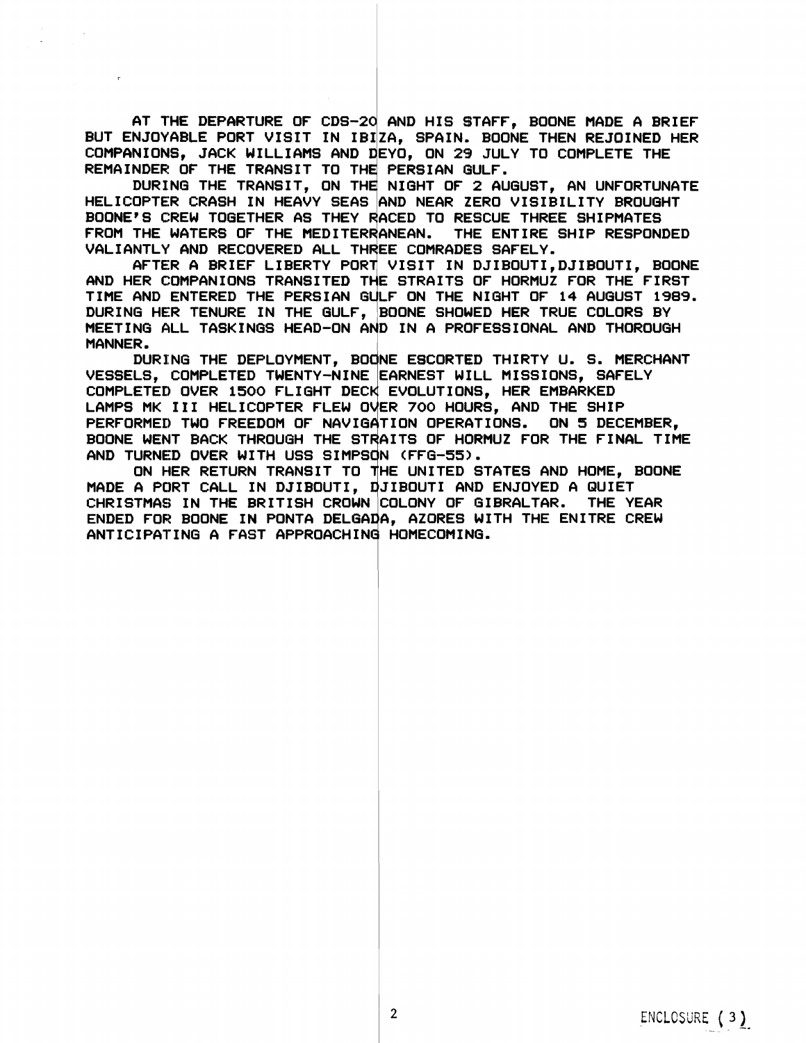AT THE DEPARTURE OF CDS-20 AND HIS STAFF, BOONE MADE A BRIEF BUT ENJOYABLE PORT VISIT IN IBIZA, SPAIN. BOONE THEN REJOINED HER COMPANIONS, JACK WILLIAMS AND DEYO, ON 29 JULY TO COMPLETE THE REMAINDER OF THE TRANSIT TO THE PERSIAN GULF.

DURING THE TRANSIT, ON THE NIGHT OF 2 AUGUST, AN UNFORTUNATE HELICOPTER CRASH IN HEAVY SEAS AND NEAR ZERO VISIBILITY BROUGHT BOONE'S CREW TOGETHER AS THEY RACED TO RESCUE THREE SHIPMATES FROM THE WATERS OF THE MEDITERRANEAN. THE ENTIRE SHIP RESPONDED VALIANTLY AND RECOVERED ALL THREE COMRADES SAFELY.

AFTER A BRIEF LIBERTY PORT VISIT IN DJIBOUTI,DJIBOUTI, BOONE AND HER COMPANIONS TRANSITED THE STRAITS OF HORMUZ FOR THE FIRST TIME AND ENTERED THE PERSIAN GULF ON THE NIGHT OF 14 AUGUST 1989. DURING HER TENURE IN THE GULF, BOONE SHOWED HER TRUE COLORS BY MEETING ALL TASKINGS HEAD-ON AND IN A PROFESSIONAL AND THOROUGH MANNER.

DURING THE DEPLOYMENT, BOONE ESCORTED THIRTY U. S. MERCHANT VESSELS, COMPLETED TWENTY-NINE EARNEST WILL MISSIONS, SAFELY COMPLETED OVER 1500 FLIGHT DECK EVOLUTIONS, HER EMBARKED LAMPS MK III HELICOPTER FLEW OVER 700 HOURS, AND THE SHIP PERFORMED TWO FREEDOM OF NAVIGATION OPERATIONS. ON 5 DECEMBER, BOONE WENT BACK THROUGH THE STRAITS OF HORMUZ FOR THE FINAL TIME AND TURNED OVER WITH USS SIMPSON (FFG-55).

ON HER RETURN TRANSIT TO THE UNITED STATES AND HOME, BOONE MADE A PORT CALL IN DJIBOUTI, DJIBOUTI AND ENJOYED A QUIET CHRISTMAS IN THE BRITISH CROWN COLONY OF GIBRALTAR. THE YEAR ENDED FOR BOONE IN PONTA DELGADA, AZORES WITH THE ENITRE CREW ANTICIPATING A FAST APPROACHING HOMECOMING.

ENCLOSURE (3)